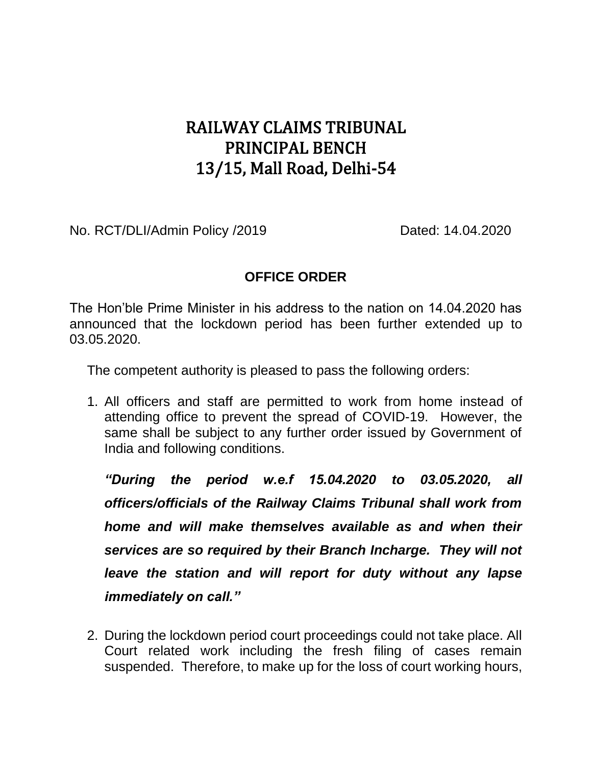# RAILWAY CLAIMS TRIBUNAL
# PRINCIPAL BENCH
# 13/15, Mall Road, Delhi-54

No. RCT/DLI/Admin Policy /2019 Dated: 14.04.2020

**OFFICE ORDER**

The Hon'ble Prime Minister in his address to the nation on 14.04.2020 has announced that the lockdown period has been further extended up to 03.05.2020.

The competent authority is pleased to pass the following orders:

1. All officers and staff are permitted to work from home instead of attending office to prevent the spread of COVID-19. However, the same shall be subject to any further order issued by Government of India and following conditions.

   ***"During the period w.e.f 15.04.2020 to 03.05.2020, all officers/officials of the Railway Claims Tribunal shall work from home and will make themselves available as and when their services are so required by their Branch Incharge. They will not leave the station and will report for duty without any lapse immediately on call."***

2. During the lockdown period court proceedings could not take place. All Court related work including the fresh filing of cases remain suspended. Therefore, to make up for the loss of court working hours,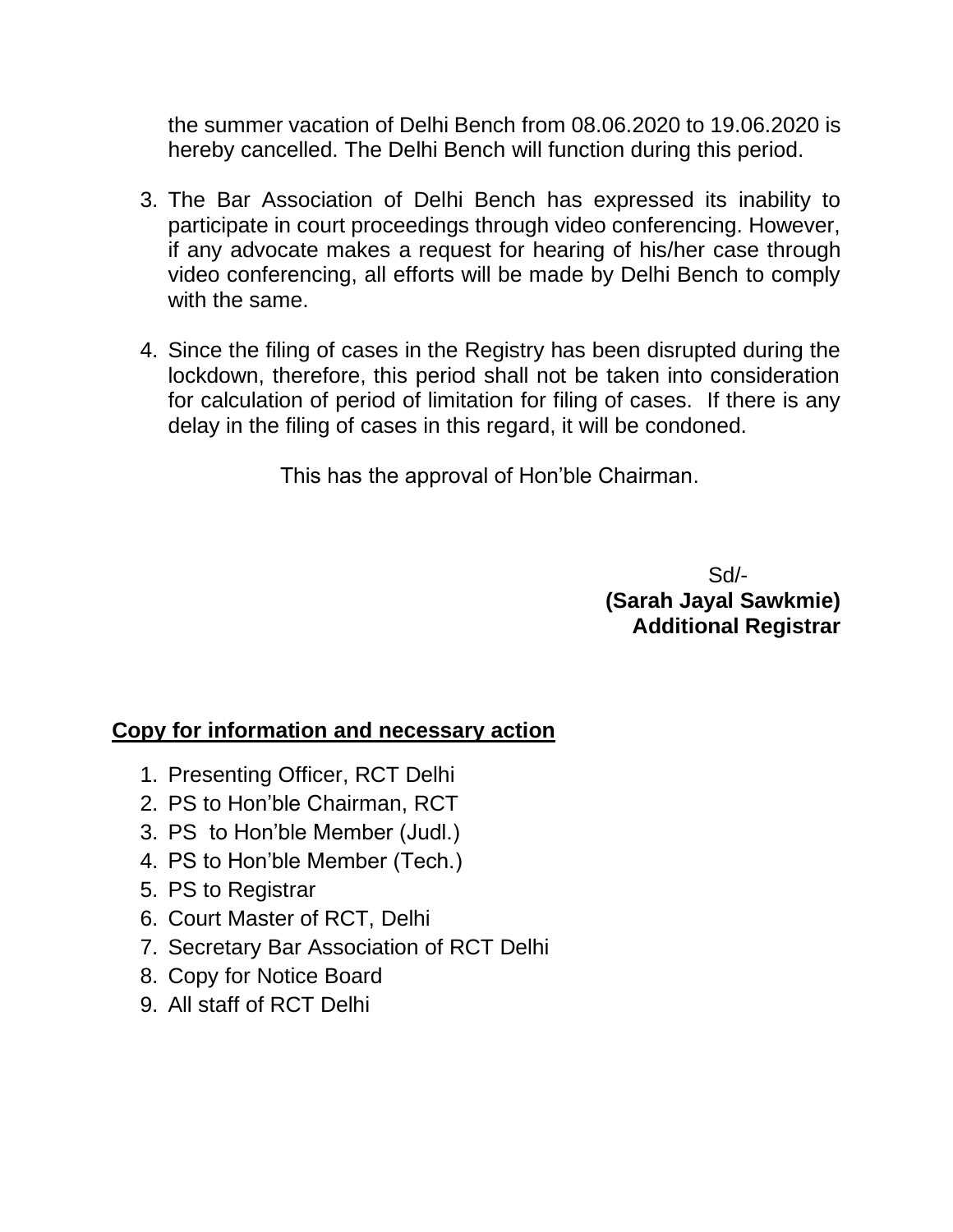the summer vacation of Delhi Bench from 08.06.2020 to 19.06.2020 is hereby cancelled. The Delhi Bench will function during this period.

3. The Bar Association of Delhi Bench has expressed its inability to participate in court proceedings through video conferencing. However, if any advocate makes a request for hearing of his/her case through video conferencing, all efforts will be made by Delhi Bench to comply with the same.

4. Since the filing of cases in the Registry has been disrupted during the lockdown, therefore, this period shall not be taken into consideration for calculation of period of limitation for filing of cases. If there is any delay in the filing of cases in this regard, it will be condoned.

This has the approval of Hon'ble Chairman.

Sd/-
**(Sarah Jayal Sawkmie)**
**Additional Registrar**

**Copy for information and necessary action**

1. Presenting Officer, RCT Delhi
2. PS to Hon'ble Chairman, RCT
3. PS to Hon'ble Member (Judl.)
4. PS to Hon'ble Member (Tech.)
5. PS to Registrar
6. Court Master of RCT, Delhi
7. Secretary Bar Association of RCT Delhi
8. Copy for Notice Board
9. All staff of RCT Delhi